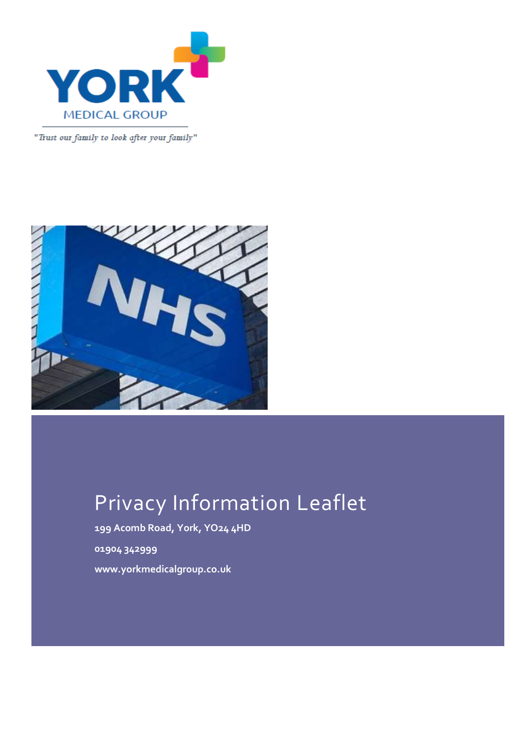YORK MEDICAL GROUP

*"Trust our family to look after your family"*

# Privacy Information Leaflet

**199 Acomb Road, York, YO24 4HD**

**01904 342999**

**www.yorkmedicalgroup.co.uk**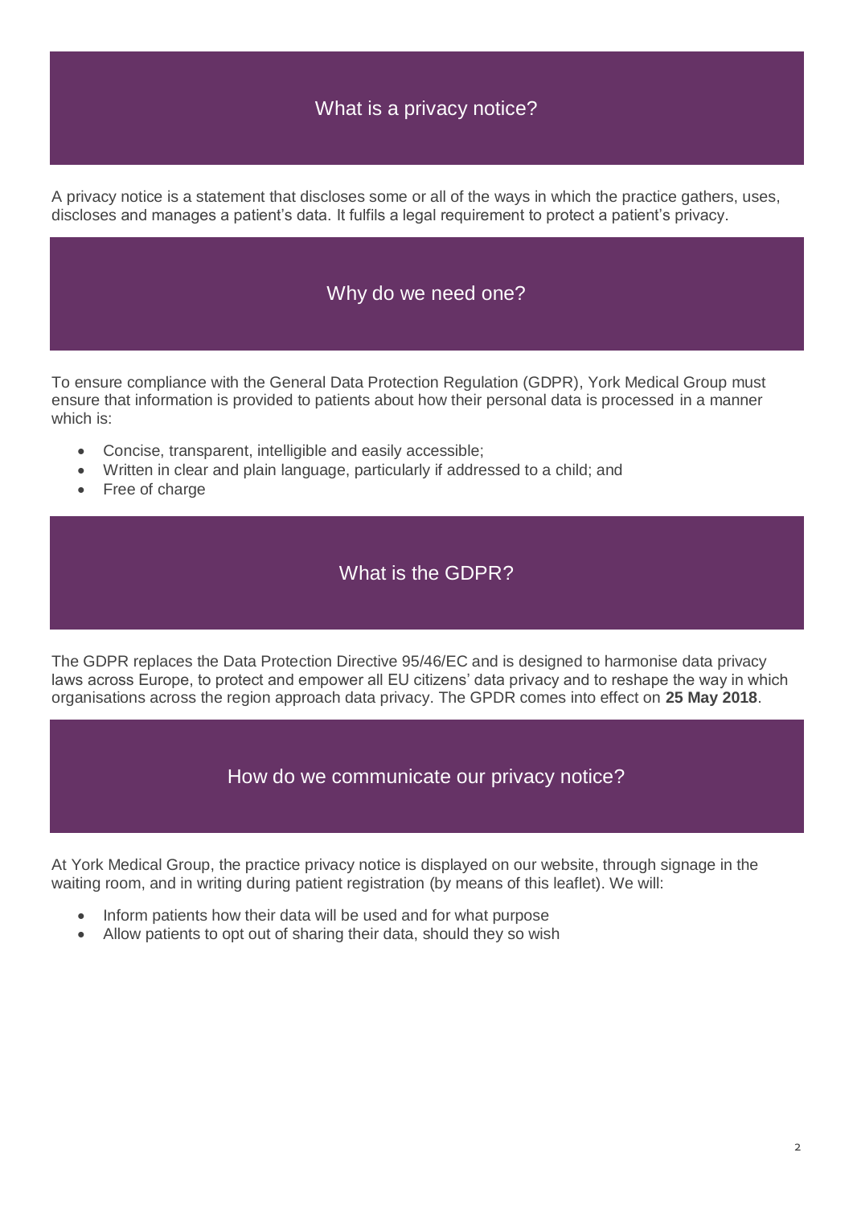## What is a privacy notice?

A privacy notice is a statement that discloses some or all of the ways in which the practice gathers, uses, discloses and manages a patient's data. It fulfils a legal requirement to protect a patient's privacy.

## Why do we need one?

To ensure compliance with the General Data Protection Regulation (GDPR), York Medical Group must ensure that information is provided to patients about how their personal data is processed in a manner which is:

- Concise, transparent, intelligible and easily accessible;
- Written in clear and plain language, particularly if addressed to a child; and
- Free of charge

## What is the GDPR?

The GDPR replaces the Data Protection Directive 95/46/EC and is designed to harmonise data privacy laws across Europe, to protect and empower all EU citizens' data privacy and to reshape the way in which organisations across the region approach data privacy. The GPDR comes into effect on **25 May 2018**.

## How do we communicate our privacy notice?

At York Medical Group, the practice privacy notice is displayed on our website, through signage in the waiting room, and in writing during patient registration (by means of this leaflet). We will:

- Inform patients how their data will be used and for what purpose
- Allow patients to opt out of sharing their data, should they so wish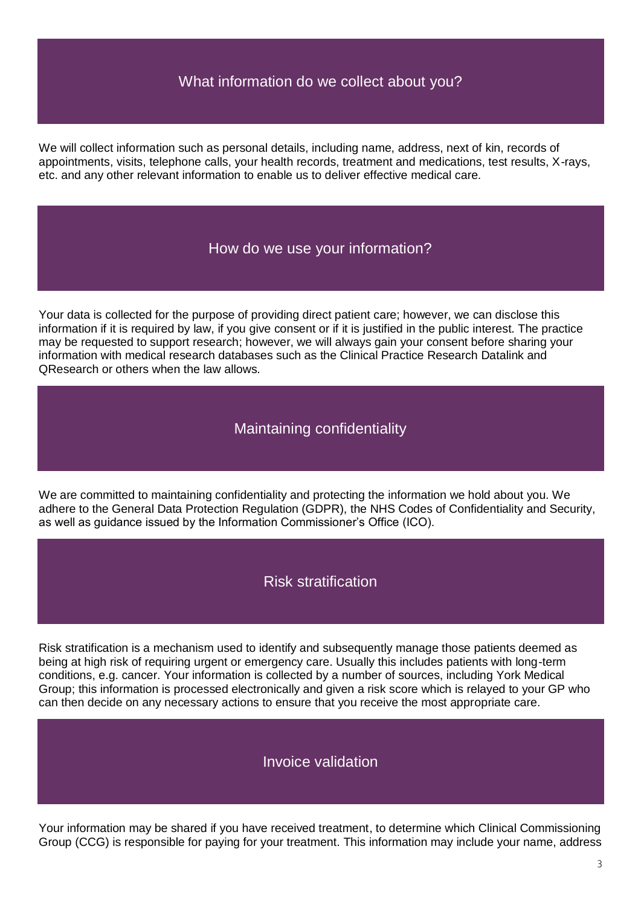## What information do we collect about you?

We will collect information such as personal details, including name, address, next of kin, records of appointments, visits, telephone calls, your health records, treatment and medications, test results, X-rays, etc. and any other relevant information to enable us to deliver effective medical care.

## How do we use your information?

Your data is collected for the purpose of providing direct patient care; however, we can disclose this information if it is required by law, if you give consent or if it is justified in the public interest. The practice may be requested to support research; however, we will always gain your consent before sharing your information with medical research databases such as the Clinical Practice Research Datalink and QResearch or others when the law allows.

## Maintaining confidentiality

We are committed to maintaining confidentiality and protecting the information we hold about you. We adhere to the General Data Protection Regulation (GDPR), the NHS Codes of Confidentiality and Security, as well as guidance issued by the Information Commissioner's Office (ICO).

## Risk stratification

Risk stratification is a mechanism used to identify and subsequently manage those patients deemed as being at high risk of requiring urgent or emergency care. Usually this includes patients with long-term conditions, e.g. cancer. Your information is collected by a number of sources, including York Medical Group; this information is processed electronically and given a risk score which is relayed to your GP who can then decide on any necessary actions to ensure that you receive the most appropriate care.

## Invoice validation

Your information may be shared if you have received treatment, to determine which Clinical Commissioning Group (CCG) is responsible for paying for your treatment. This information may include your name, address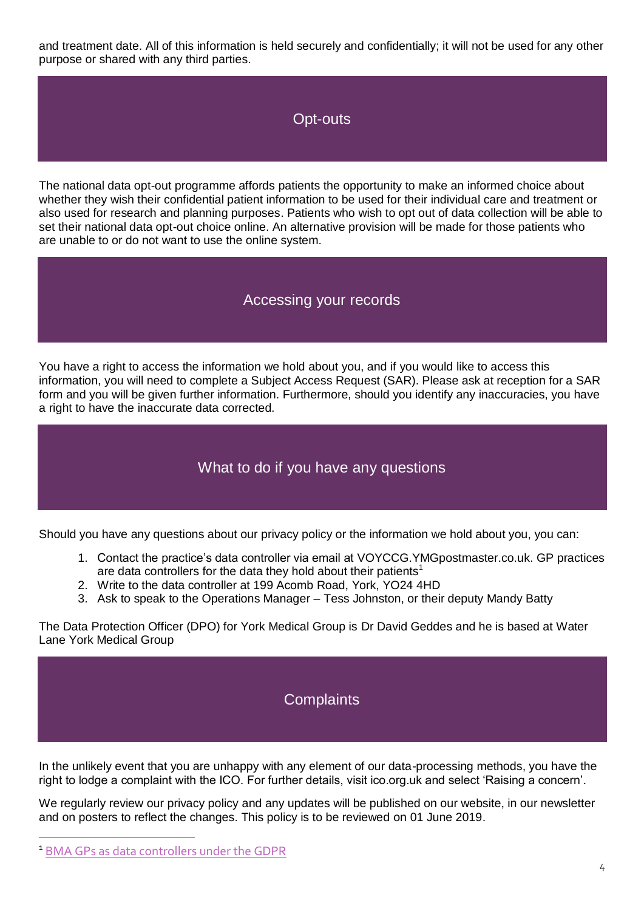and treatment date. All of this information is held securely and confidentially; it will not be used for any other purpose or shared with any third parties.

## Opt-outs

The national data opt-out programme affords patients the opportunity to make an informed choice about whether they wish their confidential patient information to be used for their individual care and treatment or also used for research and planning purposes. Patients who wish to opt out of data collection will be able to set their national data opt-out choice online. An alternative provision will be made for those patients who are unable to or do not want to use the online system.

## Accessing your records

You have a right to access the information we hold about you, and if you would like to access this information, you will need to complete a Subject Access Request (SAR). Please ask at reception for a SAR form and you will be given further information. Furthermore, should you identify any inaccuracies, you have a right to have the inaccurate data corrected.

## What to do if you have any questions

Should you have any questions about our privacy policy or the information we hold about you, you can:

1. Contact the practice's data controller via email at VOYCCG.YMGpostmaster.co.uk. GP practices are data controllers for the data they hold about their patients[1]
2. Write to the data controller at 199 Acomb Road, York, YO24 4HD
3. Ask to speak to the Operations Manager – Tess Johnston, or their deputy Mandy Batty

The Data Protection Officer (DPO) for York Medical Group is Dr David Geddes and he is based at Water Lane York Medical Group

## Complaints

In the unlikely event that you are unhappy with any element of our data-processing methods, you have the right to lodge a complaint with the ICO. For further details, visit ico.org.uk and select 'Raising a concern'.

We regularly review our privacy policy and any updates will be published on our website, in our newsletter and on posters to reflect the changes. This policy is to be reviewed on 01 June 2019.

---

[1] BMA GPs as data controllers under the GDPR